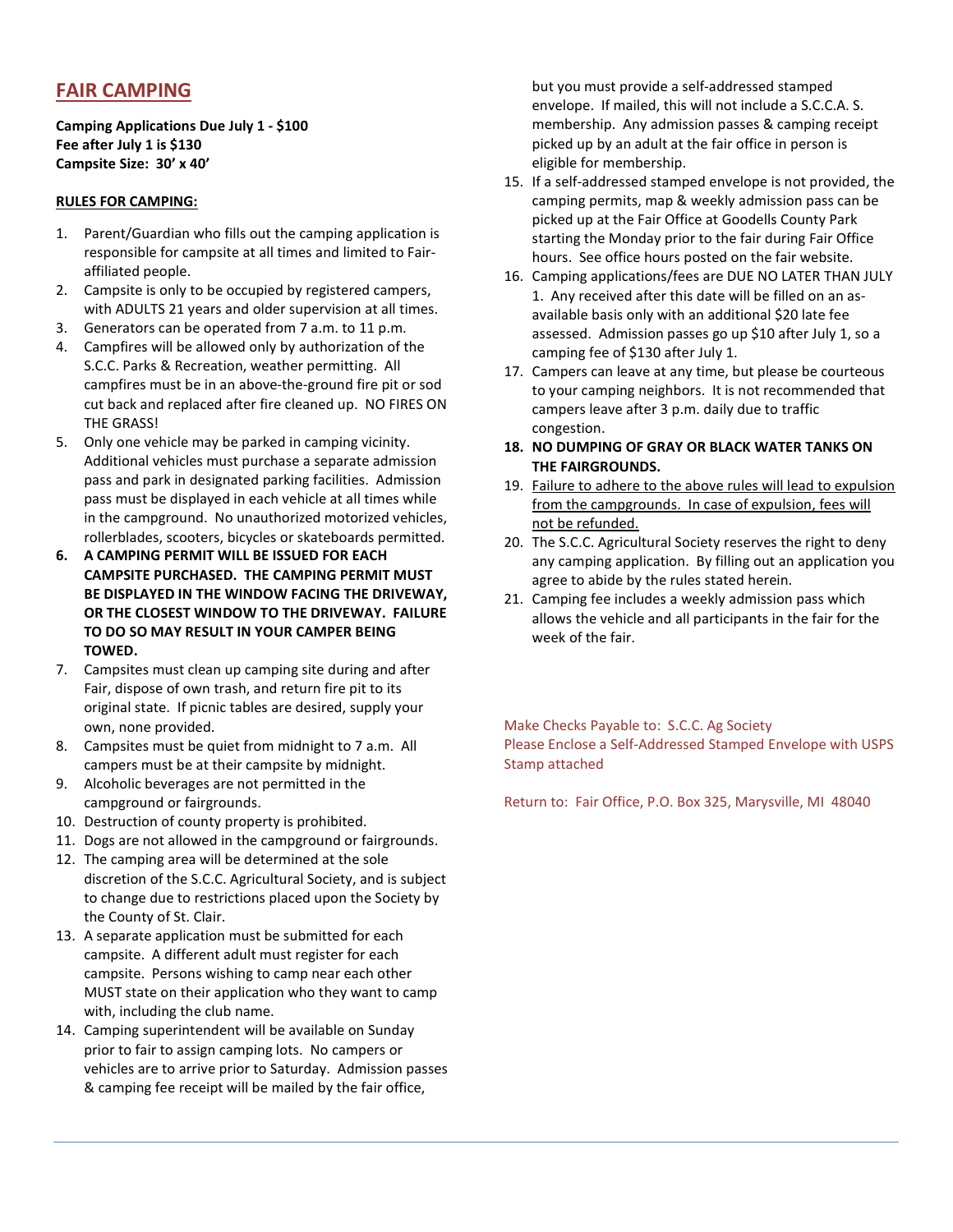## FAIR CAMPING

**Camping Applications Due July 1 - $100**
**Fee after July 1 is $130**
**Campsite Size: 30' x 40'**

**RULES FOR CAMPING:**

1. Parent/Guardian who fills out the camping application is responsible for campsite at all times and limited to Fair-affiliated people.
2. Campsite is only to be occupied by registered campers, with ADULTS 21 years and older supervision at all times.
3. Generators can be operated from 7 a.m. to 11 p.m.
4. Campfires will be allowed only by authorization of the S.C.C. Parks & Recreation, weather permitting. All campfires must be in an above-the-ground fire pit or sod cut back and replaced after fire cleaned up. NO FIRES ON THE GRASS!
5. Only one vehicle may be parked in camping vicinity. Additional vehicles must purchase a separate admission pass and park in designated parking facilities. Admission pass must be displayed in each vehicle at all times while in the campground. No unauthorized motorized vehicles, rollerblades, scooters, bicycles or skateboards permitted.
6. **A CAMPING PERMIT WILL BE ISSUED FOR EACH CAMPSITE PURCHASED. THE CAMPING PERMIT MUST BE DISPLAYED IN THE WINDOW FACING THE DRIVEWAY, OR THE CLOSEST WINDOW TO THE DRIVEWAY. FAILURE TO DO SO MAY RESULT IN YOUR CAMPER BEING TOWED.**
7. Campsites must clean up camping site during and after Fair, dispose of own trash, and return fire pit to its original state. If picnic tables are desired, supply your own, none provided.
8. Campsites must be quiet from midnight to 7 a.m. All campers must be at their campsite by midnight.
9. Alcoholic beverages are not permitted in the campground or fairgrounds.
10. Destruction of county property is prohibited.
11. Dogs are not allowed in the campground or fairgrounds.
12. The camping area will be determined at the sole discretion of the S.C.C. Agricultural Society, and is subject to change due to restrictions placed upon the Society by the County of St. Clair.
13. A separate application must be submitted for each campsite. A different adult must register for each campsite. Persons wishing to camp near each other MUST state on their application who they want to camp with, including the club name.
14. Camping superintendent will be available on Sunday prior to fair to assign camping lots. No campers or vehicles are to arrive prior to Saturday. Admission passes & camping fee receipt will be mailed by the fair office, but you must provide a self-addressed stamped envelope. If mailed, this will not include a S.C.C.A. S. membership. Any admission passes & camping receipt picked up by an adult at the fair office in person is eligible for membership.
15. If a self-addressed stamped envelope is not provided, the camping permits, map & weekly admission pass can be picked up at the Fair Office at Goodells County Park starting the Monday prior to the fair during Fair Office hours. See office hours posted on the fair website.
16. Camping applications/fees are DUE NO LATER THAN JULY 1. Any received after this date will be filled on an as-available basis only with an additional $20 late fee assessed. Admission passes go up $10 after July 1, so a camping fee of $130 after July 1.
17. Campers can leave at any time, but please be courteous to your camping neighbors. It is not recommended that campers leave after 3 p.m. daily due to traffic congestion.
18. **NO DUMPING OF GRAY OR BLACK WATER TANKS ON THE FAIRGROUNDS.**
19. <u>Failure to adhere to the above rules will lead to expulsion from the campgrounds. In case of expulsion, fees will not be refunded.</u>
20. The S.C.C. Agricultural Society reserves the right to deny any camping application. By filling out an application you agree to abide by the rules stated herein.
21. Camping fee includes a weekly admission pass which allows the vehicle and all participants in the fair for the week of the fair.

Make Checks Payable to: S.C.C. Ag Society
Please Enclose a Self-Addressed Stamped Envelope with USPS Stamp attached

Return to: Fair Office, P.O. Box 325, Marysville, MI 48040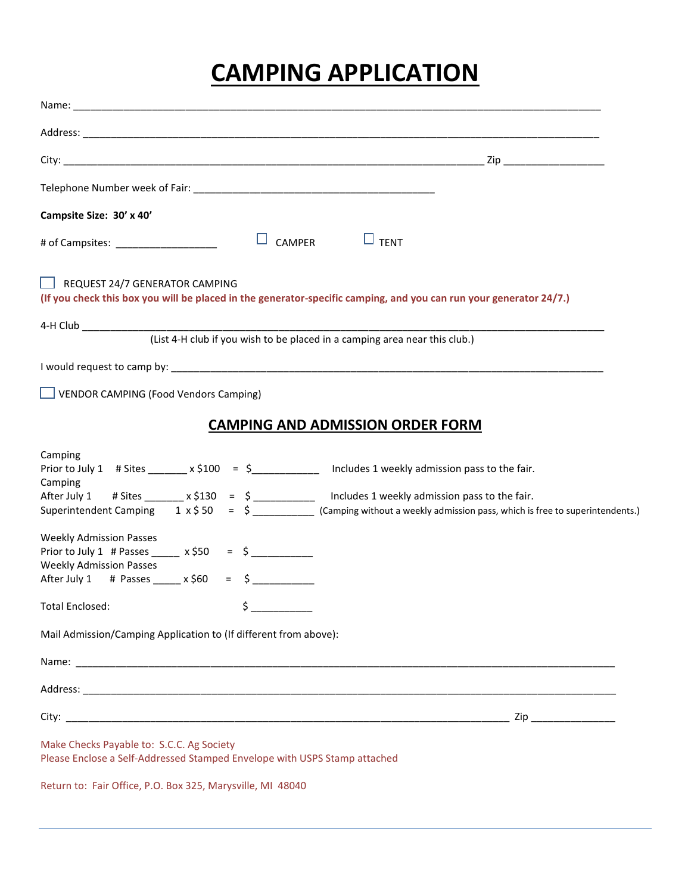# CAMPING APPLICATION

Name: ___________________________________________________________________________________________

Address: _________________________________________________________________________________________

City: ___________________________________________________________________________ Zip __________________

Telephone Number week of Fair: ___________________________________________

**Campsite Size: 30' x 40'**

\# of Campsites: __________________ ☐ CAMPER ☐ TENT

☐ REQUEST 24/7 GENERATOR CAMPING

**(If you check this box you will be placed in the generator-specific camping, and you can run your generator 24/7.)**

4-H Club ________________________________________________________________________________________

(List 4-H club if you wish to be placed in a camping area near this club.)

I would request to camp by: _______________________________________________________________________________

☐ VENDOR CAMPING (Food Vendors Camping)

## CAMPING AND ADMISSION ORDER FORM

Camping
Prior to July 1 # Sites _______ x $100 = $____________ Includes 1 weekly admission pass to the fair.

Camping
After July 1 # Sites _______ x $130 = $ ___________ Includes 1 weekly admission pass to the fair.

Superintendent Camping 1 x $ 50 = $ ___________ (Camping without a weekly admission pass, which is free to superintendents.)

Weekly Admission Passes
Prior to July 1 # Passes _____ x $50 = $ ___________

Weekly Admission Passes
After July 1 # Passes _____ x $60 = $ ___________

Total Enclosed: $ ___________

Mail Admission/Camping Application to (If different from above):

Name: ___________________________________________________________________________________________

Address: _________________________________________________________________________________________

City: ___________________________________________________________________________ Zip _______________

Make Checks Payable to: S.C.C. Ag Society
Please Enclose a Self-Addressed Stamped Envelope with USPS Stamp attached

Return to: Fair Office, P.O. Box 325, Marysville, MI 48040